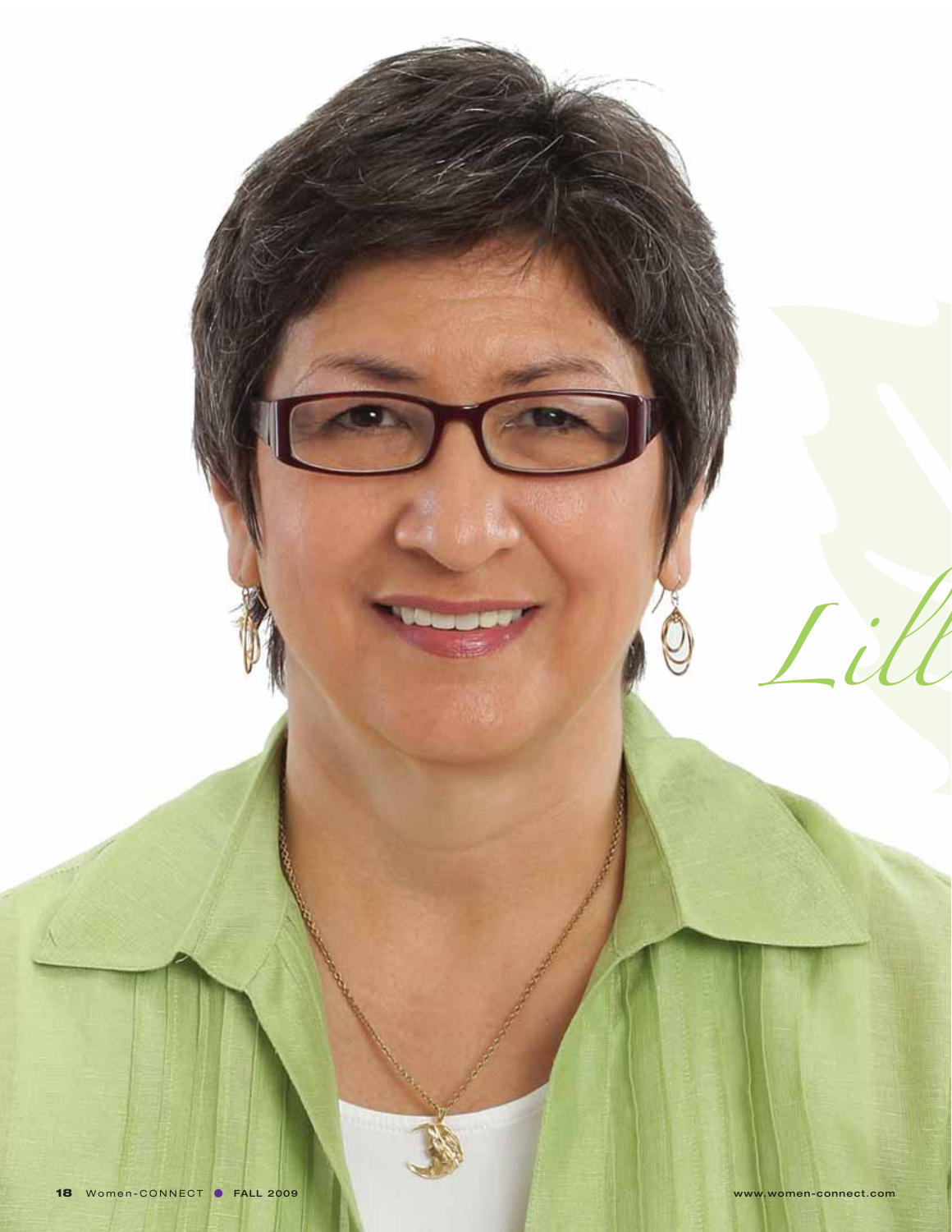*Lill*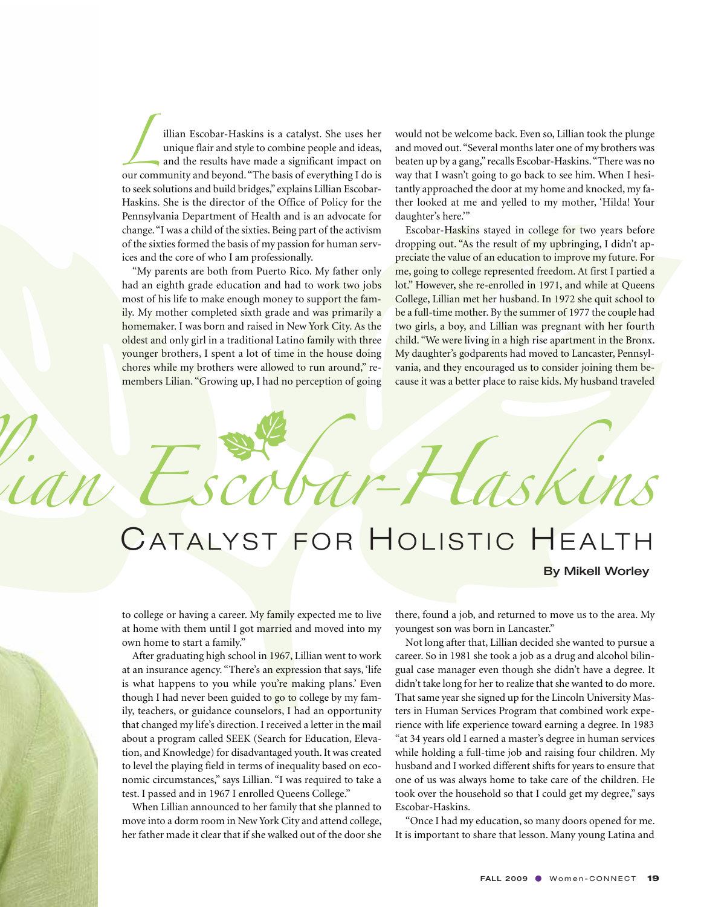# Lillian Escobar-Haskins

## Catalyst for Holistic Health

**By Mikell Worley**

Lillian Escobar-Haskins is a catalyst. She uses her unique flair and style to combine people and ideas, and the results have made a significant impact on our community and beyond. "The basis of everything I do is to seek solutions and build bridges," explains Lillian Escobar-Haskins. She is the director of the Office of Policy for the Pennsylvania Department of Health and is an advocate for change. "I was a child of the sixties. Being part of the activism of the sixties formed the basis of my passion for human services and the core of who I am professionally.

"My parents are both from Puerto Rico. My father only had an eighth grade education and had to work two jobs most of his life to make enough money to support the family. My mother completed sixth grade and was primarily a homemaker. I was born and raised in New York City. As the oldest and only girl in a traditional Latino family with three younger brothers, I spent a lot of time in the house doing chores while my brothers were allowed to run around," remembers Lilian. "Growing up, I had no perception of going to college or having a career. My family expected me to live at home with them until I got married and moved into my own home to start a family."

After graduating high school in 1967, Lillian went to work at an insurance agency. "There's an expression that says, 'life is what happens to you while you're making plans.' Even though I had never been guided to go to college by my family, teachers, or guidance counselors, I had an opportunity that changed my life's direction. I received a letter in the mail about a program called SEEK (Search for Education, Elevation, and Knowledge) for disadvantaged youth. It was created to level the playing field in terms of inequality based on economic circumstances," says Lillian. "I was required to take a test. I passed and in 1967 I enrolled Queens College."

When Lillian announced to her family that she planned to move into a dorm room in New York City and attend college, her father made it clear that if she walked out of the door she would not be welcome back. Even so, Lillian took the plunge and moved out. "Several months later one of my brothers was beaten up by a gang," recalls Escobar-Haskins. "There was no way that I wasn't going to go back to see him. When I hesitantly approached the door at my home and knocked, my father looked at me and yelled to my mother, 'Hilda! Your daughter's here.'"

Escobar-Haskins stayed in college for two years before dropping out. "As the result of my upbringing, I didn't appreciate the value of an education to improve my future. For me, going to college represented freedom. At first I partied a lot." However, she re-enrolled in 1971, and while at Queens College, Lillian met her husband. In 1972 she quit school to be a full-time mother. By the summer of 1977 the couple had two girls, a boy, and Lillian was pregnant with her fourth child. "We were living in a high rise apartment in the Bronx. My daughter's godparents had moved to Lancaster, Pennsylvania, and they encouraged us to consider joining them because it was a better place to raise kids. My husband traveled there, found a job, and returned to move us to the area. My youngest son was born in Lancaster."

Not long after that, Lillian decided she wanted to pursue a career. So in 1981 she took a job as a drug and alcohol bilingual case manager even though she didn't have a degree. It didn't take long for her to realize that she wanted to do more. That same year she signed up for the Lincoln University Masters in Human Services Program that combined work experience with life experience toward earning a degree. In 1983 "at 34 years old I earned a master's degree in human services while holding a full-time job and raising four children. My husband and I worked different shifts for years to ensure that one of us was always home to take care of the children. He took over the household so that I could get my degree," says Escobar-Haskins.

"Once I had my education, so many doors opened for me. It is important to share that lesson. Many young Latina and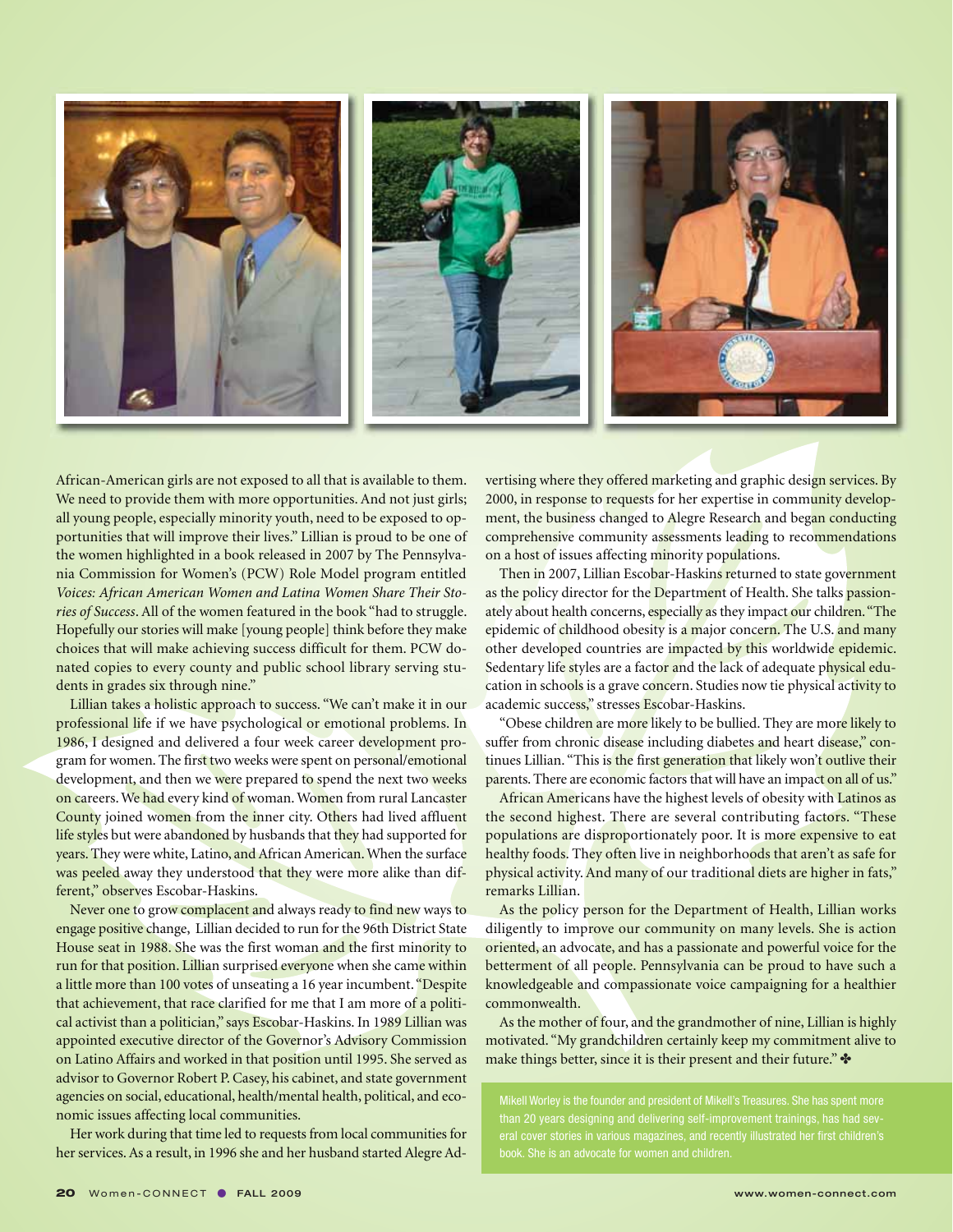African-American girls are not exposed to all that is available to them. We need to provide them with more opportunities. And not just girls; all young people, especially minority youth, need to be exposed to opportunities that will improve their lives." Lillian is proud to be one of the women highlighted in a book released in 2007 by The Pennsylvania Commission for Women's (PCW) Role Model program entitled *Voices: African American Women and Latina Women Share Their Stories of Success*. All of the women featured in the book "had to struggle. Hopefully our stories will make [young people] think before they make choices that will make achieving success difficult for them. PCW donated copies to every county and public school library serving students in grades six through nine."

Lillian takes a holistic approach to success. "We can't make it in our professional life if we have psychological or emotional problems. In 1986, I designed and delivered a four week career development program for women. The first two weeks were spent on personal/emotional development, and then we were prepared to spend the next two weeks on careers. We had every kind of woman. Women from rural Lancaster County joined women from the inner city. Others had lived affluent life styles but were abandoned by husbands that they had supported for years. They were white, Latino, and African American. When the surface was peeled away they understood that they were more alike than different," observes Escobar-Haskins.

Never one to grow complacent and always ready to find new ways to engage positive change, Lillian decided to run for the 96th District State House seat in 1988. She was the first woman and the first minority to run for that position. Lillian surprised everyone when she came within a little more than 100 votes of unseating a 16 year incumbent. "Despite that achievement, that race clarified for me that I am more of a political activist than a politician," says Escobar-Haskins. In 1989 Lillian was appointed executive director of the Governor's Advisory Commission on Latino Affairs and worked in that position until 1995. She served as advisor to Governor Robert P. Casey, his cabinet, and state government agencies on social, educational, health/mental health, political, and economic issues affecting local communities.

Her work during that time led to requests from local communities for her services. As a result, in 1996 she and her husband started Alegre Advertising where they offered marketing and graphic design services. By 2000, in response to requests for her expertise in community development, the business changed to Alegre Research and began conducting comprehensive community assessments leading to recommendations on a host of issues affecting minority populations.

Then in 2007, Lillian Escobar-Haskins returned to state government as the policy director for the Department of Health. She talks passionately about health concerns, especially as they impact our children. "The epidemic of childhood obesity is a major concern. The U.S. and many other developed countries are impacted by this worldwide epidemic. Sedentary life styles are a factor and the lack of adequate physical education in schools is a grave concern. Studies now tie physical activity to academic success," stresses Escobar-Haskins.

"Obese children are more likely to be bullied. They are more likely to suffer from chronic disease including diabetes and heart disease," continues Lillian. "This is the first generation that likely won't outlive their parents. There are economic factors that will have an impact on all of us."

African Americans have the highest levels of obesity with Latinos as the second highest. There are several contributing factors. "These populations are disproportionately poor. It is more expensive to eat healthy foods. They often live in neighborhoods that aren't as safe for physical activity. And many of our traditional diets are higher in fats," remarks Lillian.

As the policy person for the Department of Health, Lillian works diligently to improve our community on many levels. She is action oriented, an advocate, and has a passionate and powerful voice for the betterment of all people. Pennsylvania can be proud to have such a knowledgeable and compassionate voice campaigning for a healthier commonwealth.

As the mother of four, and the grandmother of nine, Lillian is highly motivated. "My grandchildren certainly keep my commitment alive to make things better, since it is their present and their future." ✤

Mikell Worley is the founder and president of Mikell's Treasures. She has spent more than 20 years designing and delivering self-improvement trainings, has had several cover stories in various magazines, and recently illustrated her first children's book. She is an advocate for women and children.